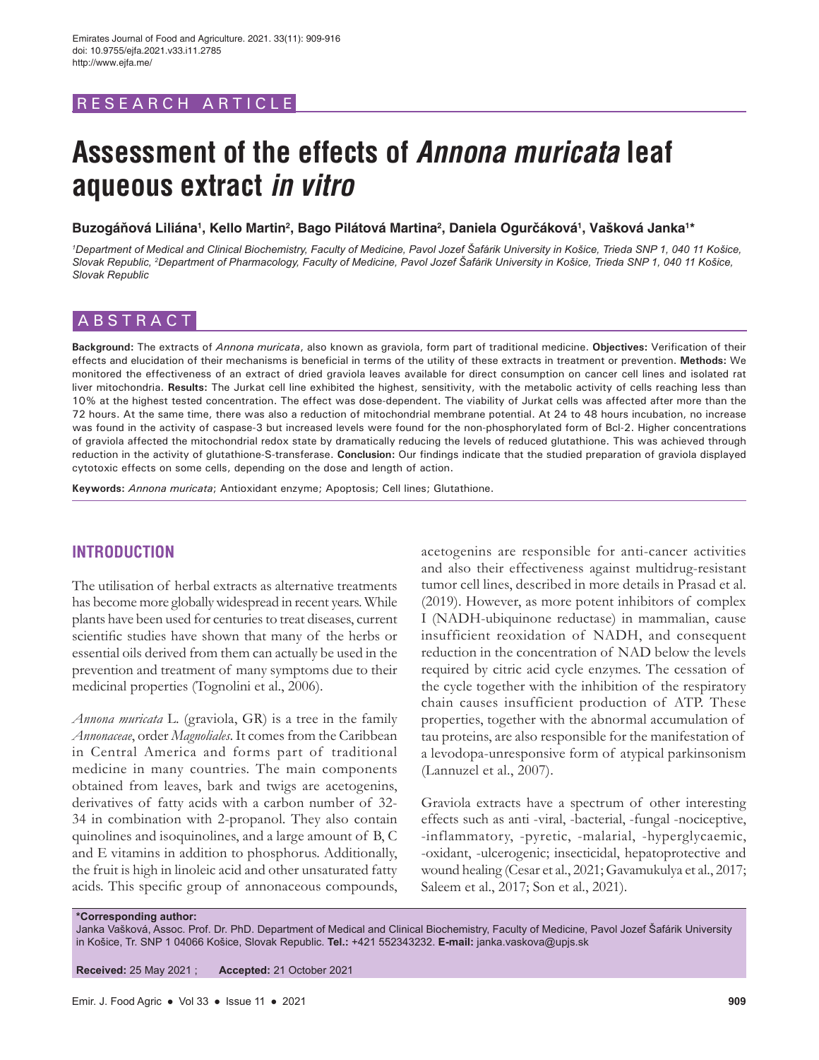RESEARCH ARTICLE

# Assessment of the effects of *Annona muricata* leaf aqueous extract *in vitro*

**Buzogáňová Liliána[1], Kello Martin[2], Bago Pilátová Martina[2], Daniela Ogurčáková[1], Vašková Janka[1]***

*[1]Department of Medical and Clinical Biochemistry, Faculty of Medicine, Pavol Jozef Šafárik University in Košice, Trieda SNP 1, 040 11 Košice, Slovak Republic, [2]Department of Pharmacology, Faculty of Medicine, Pavol Jozef Šafárik University in Košice, Trieda SNP 1, 040 11 Košice, Slovak Republic*

## ABSTRACT

**Background:** The extracts of *Annona muricata*, also known as graviola, form part of traditional medicine. **Objectives:** Verification of their effects and elucidation of their mechanisms is beneficial in terms of the utility of these extracts in treatment or prevention. **Methods:** We monitored the effectiveness of an extract of dried graviola leaves available for direct consumption on cancer cell lines and isolated rat liver mitochondria. **Results:** The Jurkat cell line exhibited the highest, sensitivity, with the metabolic activity of cells reaching less than 10% at the highest tested concentration. The effect was dose-dependent. The viability of Jurkat cells was affected after more than the 72 hours. At the same time, there was also a reduction of mitochondrial membrane potential. At 24 to 48 hours incubation, no increase was found in the activity of caspase-3 but increased levels were found for the non-phosphorylated form of Bcl-2. Higher concentrations of graviola affected the mitochondrial redox state by dramatically reducing the levels of reduced glutathione. This was achieved through reduction in the activity of glutathione-S-transferase. **Conclusion:** Our findings indicate that the studied preparation of graviola displayed cytotoxic effects on some cells, depending on the dose and length of action.

**Keywords:** *Annona muricata*; Antioxidant enzyme; Apoptosis; Cell lines; Glutathione.

## INTRODUCTION

The utilisation of herbal extracts as alternative treatments has become more globally widespread in recent years. While plants have been used for centuries to treat diseases, current scientific studies have shown that many of the herbs or essential oils derived from them can actually be used in the prevention and treatment of many symptoms due to their medicinal properties (Tognolini et al., 2006).

*Annona muricata* L. (graviola, GR) is a tree in the family *Annonaceae*, order *Magnoliales*. It comes from the Caribbean in Central America and forms part of traditional medicine in many countries. The main components obtained from leaves, bark and twigs are acetogenins, derivatives of fatty acids with a carbon number of 32-34 in combination with 2-propanol. They also contain quinolines and isoquinolines, and a large amount of B, C and E vitamins in addition to phosphorus. Additionally, the fruit is high in linoleic acid and other unsaturated fatty acids. This specific group of annonaceous compounds, acetogenins are responsible for anti-cancer activities and also their effectiveness against multidrug-resistant tumor cell lines, described in more details in Prasad et al. (2019). However, as more potent inhibitors of complex I (NADH-ubiquinone reductase) in mammalian, cause insufficient reoxidation of NADH, and consequent reduction in the concentration of NAD below the levels required by citric acid cycle enzymes. The cessation of the cycle together with the inhibition of the respiratory chain causes insufficient production of ATP. These properties, together with the abnormal accumulation of tau proteins, are also responsible for the manifestation of a levodopa-unresponsive form of atypical parkinsonism (Lannuzel et al., 2007).

Graviola extracts have a spectrum of other interesting effects such as anti -viral, -bacterial, -fungal -nociceptive, -inflammatory, -pyretic, -malarial, -hyperglycaemic, -oxidant, -ulcerogenic; insecticidal, hepatoprotective and wound healing (Cesar et al., 2021; Gavamukulya et al., 2017; Saleem et al., 2017; Son et al., 2021).

**\*Corresponding author:**
Janka Vašková, Assoc. Prof. Dr. PhD. Department of Medical and Clinical Biochemistry, Faculty of Medicine, Pavol Jozef Šafárik University in Košice, Tr. SNP 1 04066 Košice, Slovak Republic. **Tel.:** +421 552343232. **E-mail:** janka.vaskova@upjs.sk

**Received:** 25 May 2021 ; **Accepted:** 21 October 2021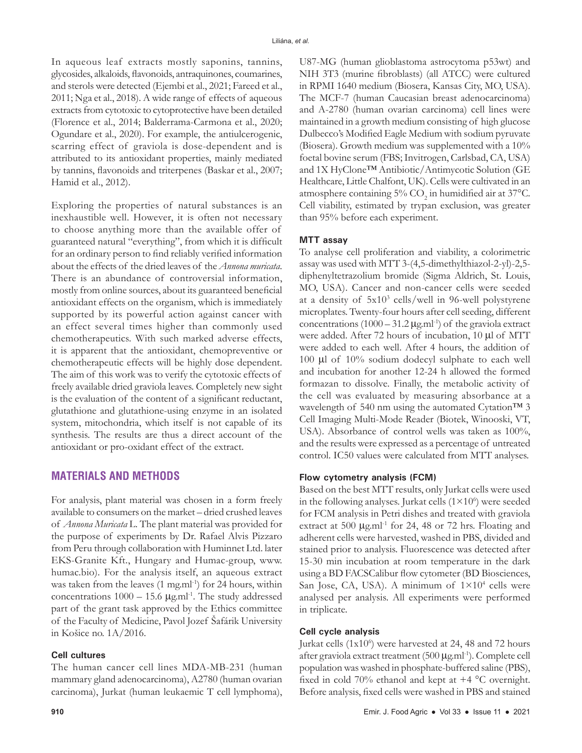In aqueous leaf extracts mostly saponins, tannins, glycosides, alkaloids, flavonoids, antraquinones, coumarines, and sterols were detected (Ejembi et al., 2021; Fareed et al., 2011; Nga et al., 2018). A wide range of effects of aqueous extracts from cytotoxic to cytoprotective have been detailed (Florence et al., 2014; Balderrama-Carmona et al., 2020; Ogundare et al., 2020). For example, the antiulcerogenic, scarring effect of graviola is dose-dependent and is attributed to its antioxidant properties, mainly mediated by tannins, flavonoids and triterpenes (Baskar et al., 2007; Hamid et al., 2012).

Exploring the properties of natural substances is an inexhaustible well. However, it is often not necessary to choose anything more than the available offer of guaranteed natural "everything", from which it is difficult for an ordinary person to find reliably verified information about the effects of the dried leaves of the *Annona muricata*. There is an abundance of controversial information, mostly from online sources, about its guaranteed beneficial antioxidant effects on the organism, which is immediately supported by its powerful action against cancer with an effect several times higher than commonly used chemotherapeutics. With such marked adverse effects, it is apparent that the antioxidant, chemopreventive or chemotherapeutic effects will be highly dose dependent. The aim of this work was to verify the cytotoxic effects of freely available dried graviola leaves. Completely new sight is the evaluation of the content of a significant reductant, glutathione and glutathione-using enzyme in an isolated system, mitochondria, which itself is not capable of its synthesis. The results are thus a direct account of the antioxidant or pro-oxidant effect of the extract.

## MATERIALS AND METHODS

For analysis, plant material was chosen in a form freely available to consumers on the market – dried crushed leaves of *Annona Muricata* L. The plant material was provided for the purpose of experiments by Dr. Rafael Alvis Pizzaro from Peru through collaboration with Huminnet Ltd. later EKS-Granite Kft., Hungary and Humac-group, www.humac.bio). For the analysis itself, an aqueous extract was taken from the leaves (1 $mg.ml^{-1}$) for 24 hours, within concentrations 1000 – 15.6 $\mu g.ml^{-1}$. The study addressed part of the grant task approved by the Ethics committee of the Faculty of Medicine, Pavol Jozef Šafárik University in Košice no. 1A/2016.

### Cell cultures

The human cancer cell lines MDA-MB-231 (human mammary gland adenocarcinoma), A2780 (human ovarian carcinoma), Jurkat (human leukaemic T cell lymphoma), U87-MG (human glioblastoma astrocytoma p53wt) and NIH 3T3 (murine fibroblasts) (all ATCC) were cultured in RPMI 1640 medium (Biosera, Kansas City, MO, USA). The MCF-7 (human Caucasian breast adenocarcinoma) and A-2780 (human ovarian carcinoma) cell lines were maintained in a growth medium consisting of high glucose Dulbecco's Modified Eagle Medium with sodium pyruvate (Biosera). Growth medium was supplemented with a 10% foetal bovine serum (FBS; Invitrogen, Carlsbad, CA, USA) and 1X HyClone™ Antibiotic/Antimycotic Solution (GE Healthcare, Little Chalfont, UK). Cells were cultivated in an atmosphere containing 5% $CO_2$ in humidified air at 37°C. Cell viability, estimated by trypan exclusion, was greater than 95% before each experiment.

### MTT assay

To analyse cell proliferation and viability, a colorimetric assay was used with MTT 3-(4,5-dimethylthiazol-2-yl)-2,5-diphenyltetrazolium bromide (Sigma Aldrich, St. Louis, MO, USA). Cancer and non-cancer cells were seeded at a density of $5x10^3$ cells/well in 96-well polystyrene microplates. Twenty-four hours after cell seeding, different concentrations (1000 – 31.2 $\mu g.ml^{-1}$) of the graviola extract were added. After 72 hours of incubation, 10 μl of MTT were added to each well. After 4 hours, the addition of 100 μl of 10% sodium dodecyl sulphate to each well and incubation for another 12-24 h allowed the formed formazan to dissolve. Finally, the metabolic activity of the cell was evaluated by measuring absorbance at a wavelength of 540 nm using the automated Cytation™ 3 Cell Imaging Multi-Mode Reader (Biotek, Winooski, VT, USA). Absorbance of control wells was taken as 100%, and the results were expressed as a percentage of untreated control. IC50 values were calculated from MTT analyses.

### Flow cytometry analysis (FCM)

Based on the best MTT results, only Jurkat cells were used in the following analyses. Jurkat cells ($1\times10^6$) were seeded for FCM analysis in Petri dishes and treated with graviola extract at 500 $\mu g.ml^{-1}$ for 24, 48 or 72 hrs. Floating and adherent cells were harvested, washed in PBS, divided and stained prior to analysis. Fluorescence was detected after 15-30 min incubation at room temperature in the dark using a BD FACSCalibur flow cytometer (BD Biosciences, San Jose, CA, USA). A minimum of $1\times10^4$ cells were analysed per analysis. All experiments were performed in triplicate.

### Cell cycle analysis

Jurkat cells ($1x10^6$) were harvested at 24, 48 and 72 hours after graviola extract treatment (500 $\mu g.ml^{-1}$). Complete cell population was washed in phosphate-buffered saline (PBS), fixed in cold 70% ethanol and kept at +4 °C overnight. Before analysis, fixed cells were washed in PBS and stained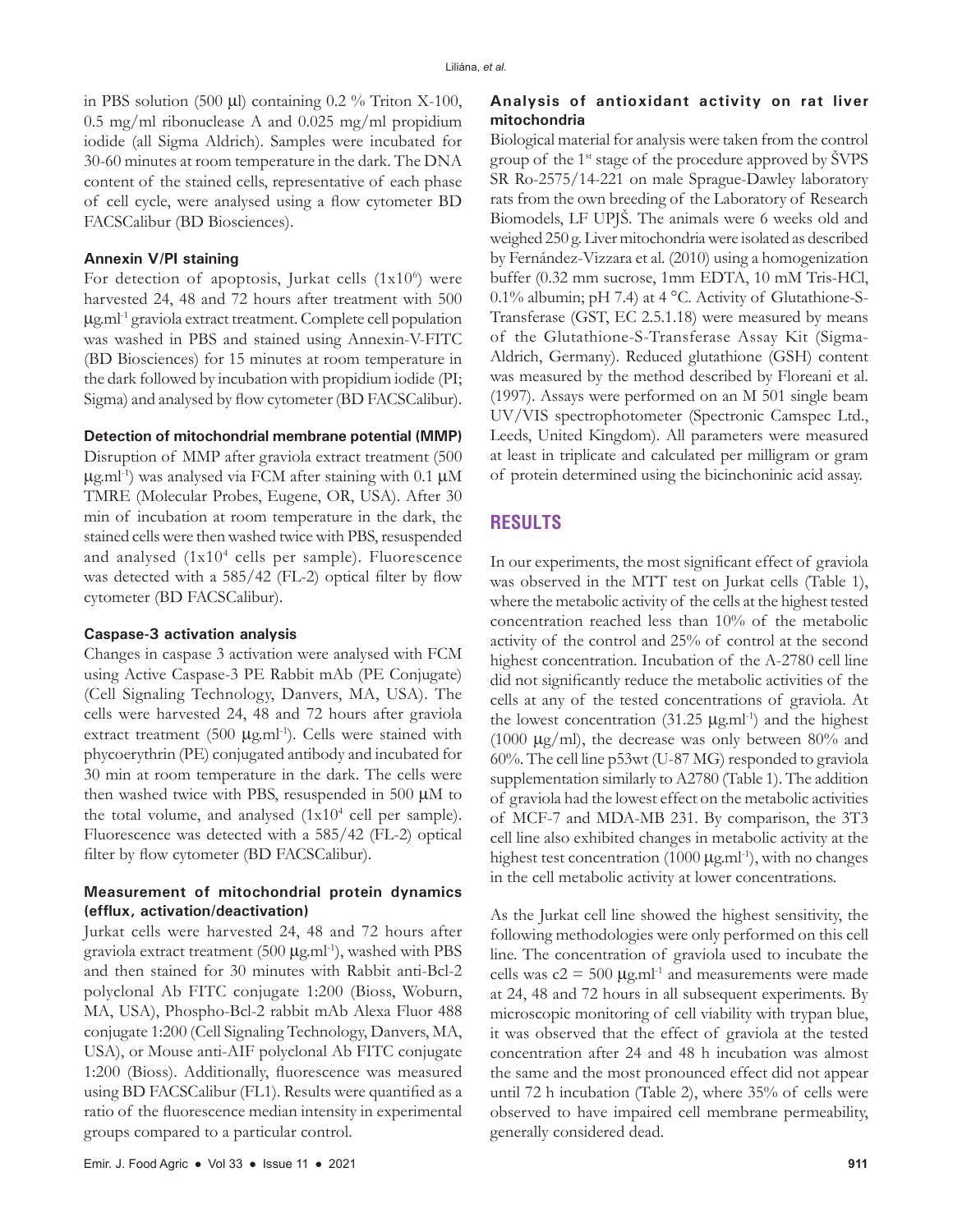in PBS solution (500 μl) containing 0.2 % Triton X-100, 0.5 mg/ml ribonuclease A and 0.025 mg/ml propidium iodide (all Sigma Aldrich). Samples were incubated for 30-60 minutes at room temperature in the dark. The DNA content of the stained cells, representative of each phase of cell cycle, were analysed using a flow cytometer BD FACSCalibur (BD Biosciences).

#### Annexin V/PI staining

For detection of apoptosis, Jurkat cells ($1x10^6$) were harvested 24, 48 and 72 hours after treatment with 500 μg.ml$^{-1}$ graviola extract treatment. Complete cell population was washed in PBS and stained using Annexin-V-FITC (BD Biosciences) for 15 minutes at room temperature in the dark followed by incubation with propidium iodide (PI; Sigma) and analysed by flow cytometer (BD FACSCalibur).

#### Detection of mitochondrial membrane potential (MMP)

Disruption of MMP after graviola extract treatment (500 μg.ml$^{-1}$) was analysed via FCM after staining with 0.1 μM TMRE (Molecular Probes, Eugene, OR, USA). After 30 min of incubation at room temperature in the dark, the stained cells were then washed twice with PBS, resuspended and analysed ($1x10^4$ cells per sample). Fluorescence was detected with a 585/42 (FL-2) optical filter by flow cytometer (BD FACSCalibur).

#### Caspase-3 activation analysis

Changes in caspase 3 activation were analysed with FCM using Active Caspase-3 PE Rabbit mAb (PE Conjugate) (Cell Signaling Technology, Danvers, MA, USA). The cells were harvested 24, 48 and 72 hours after graviola extract treatment (500 μg.ml$^{-1}$). Cells were stained with phycoerythrin (PE) conjugated antibody and incubated for 30 min at room temperature in the dark. The cells were then washed twice with PBS, resuspended in 500 μM to the total volume, and analysed ($1x10^4$ cell per sample). Fluorescence was detected with a 585/42 (FL-2) optical filter by flow cytometer (BD FACSCalibur).

#### Measurement of mitochondrial protein dynamics (efflux, activation/deactivation)

Jurkat cells were harvested 24, 48 and 72 hours after graviola extract treatment (500 μg.ml$^{-1}$), washed with PBS and then stained for 30 minutes with Rabbit anti-Bcl-2 polyclonal Ab FITC conjugate 1:200 (Bioss, Woburn, MA, USA), Phospho-Bcl-2 rabbit mAb Alexa Fluor 488 conjugate 1:200 (Cell Signaling Technology, Danvers, MA, USA), or Mouse anti-AIF polyclonal Ab FITC conjugate 1:200 (Bioss). Additionally, fluorescence was measured using BD FACSCalibur (FL1). Results were quantified as a ratio of the fluorescence median intensity in experimental groups compared to a particular control.

#### Analysis of antioxidant activity on rat liver mitochondria

Biological material for analysis were taken from the control group of the 1st stage of the procedure approved by ŠVPS SR Ro-2575/14-221 on male Sprague-Dawley laboratory rats from the own breeding of the Laboratory of Research Biomodels, LF UPJŠ. The animals were 6 weeks old and weighed 250 g. Liver mitochondria were isolated as described by Fernández-Vizzara et al. (2010) using a homogenization buffer (0.32 mm sucrose, 1mm EDTA, 10 mM Tris-HCl, 0.1% albumin; pH 7.4) at 4 °C. Activity of Glutathione-S-Transferase (GST, EC 2.5.1.18) were measured by means of the Glutathione-S-Transferase Assay Kit (Sigma-Aldrich, Germany). Reduced glutathione (GSH) content was measured by the method described by Floreani et al. (1997). Assays were performed on an M 501 single beam UV/VIS spectrophotometer (Spectronic Camspec Ltd., Leeds, United Kingdom). All parameters were measured at least in triplicate and calculated per milligram or gram of protein determined using the bicinchoninic acid assay.

## RESULTS

In our experiments, the most significant effect of graviola was observed in the MTT test on Jurkat cells (Table 1), where the metabolic activity of the cells at the highest tested concentration reached less than 10% of the metabolic activity of the control and 25% of control at the second highest concentration. Incubation of the A-2780 cell line did not significantly reduce the metabolic activities of the cells at any of the tested concentrations of graviola. At the lowest concentration (31.25 μg.ml$^{-1}$) and the highest (1000 μg/ml), the decrease was only between 80% and 60%. The cell line p53wt (U-87 MG) responded to graviola supplementation similarly to A2780 (Table 1). The addition of graviola had the lowest effect on the metabolic activities of MCF-7 and MDA-MB 231. By comparison, the 3T3 cell line also exhibited changes in metabolic activity at the highest test concentration (1000 μg.ml$^{-1}$), with no changes in the cell metabolic activity at lower concentrations.

As the Jurkat cell line showed the highest sensitivity, the following methodologies were only performed on this cell line. The concentration of graviola used to incubate the cells was $c2 = 500$ μg.ml$^{-1}$ and measurements were made at 24, 48 and 72 hours in all subsequent experiments. By microscopic monitoring of cell viability with trypan blue, it was observed that the effect of graviola at the tested concentration after 24 and 48 h incubation was almost the same and the most pronounced effect did not appear until 72 h incubation (Table 2), where 35% of cells were observed to have impaired cell membrane permeability, generally considered dead.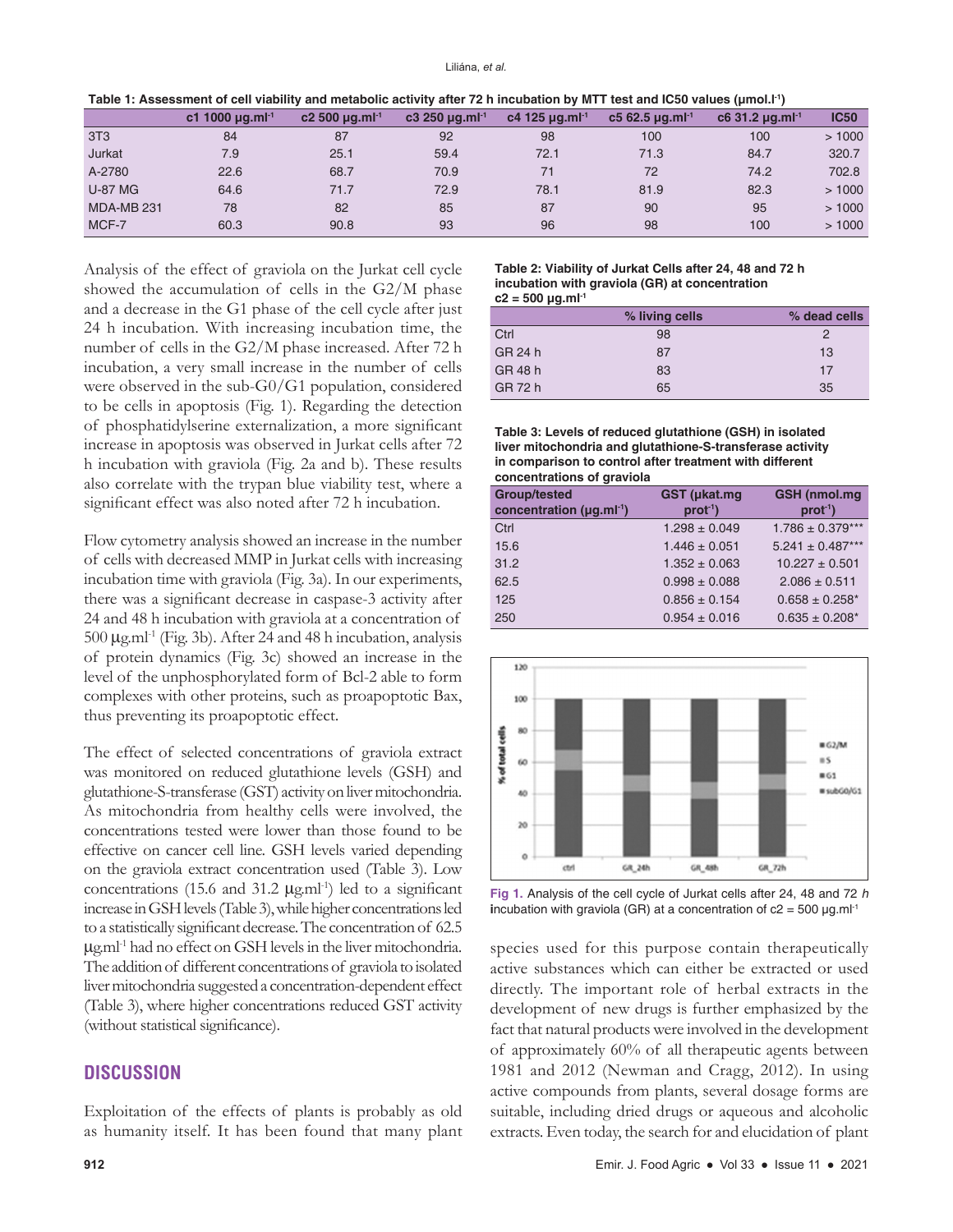**Table 1: Assessment of cell viability and metabolic activity after 72 h incubation by MTT test and IC50 values (μmol.l⁻¹)**

| | c1 1000 μg.ml⁻¹ | c2 500 μg.ml⁻¹ | c3 250 μg.ml⁻¹ | c4 125 μg.ml⁻¹ | c5 62.5 μg.ml⁻¹ | c6 31.2 μg.ml⁻¹ | IC50 |
|---|---|---|---|---|---|---|---|
| 3T3 | 84 | 87 | 92 | 98 | 100 | 100 | > 1000 |
| Jurkat | 7.9 | 25.1 | 59.4 | 72.1 | 71.3 | 84.7 | 320.7 |
| A-2780 | 22.6 | 68.7 | 70.9 | 71 | 72 | 74.2 | 702.8 |
| U-87 MG | 64.6 | 71.7 | 72.9 | 78.1 | 81.9 | 82.3 | > 1000 |
| MDA-MB 231 | 78 | 82 | 85 | 87 | 90 | 95 | > 1000 |
| MCF-7 | 60.3 | 90.8 | 93 | 96 | 98 | 100 | > 1000 |

Analysis of the effect of graviola on the Jurkat cell cycle showed the accumulation of cells in the G2/M phase and a decrease in the G1 phase of the cell cycle after just 24 h incubation. With increasing incubation time, the number of cells in the G2/M phase increased. After 72 h incubation, a very small increase in the number of cells were observed in the sub-G0/G1 population, considered to be cells in apoptosis (Fig. 1). Regarding the detection of phosphatidylserine externalization, a more significant increase in apoptosis was observed in Jurkat cells after 72 h incubation with graviola (Fig. 2a and b). These results also correlate with the trypan blue viability test, where a significant effect was also noted after 72 h incubation.

Flow cytometry analysis showed an increase in the number of cells with decreased MMP in Jurkat cells with increasing incubation time with graviola (Fig. 3a). In our experiments, there was a significant decrease in caspase-3 activity after 24 and 48 h incubation with graviola at a concentration of 500 μg.ml⁻¹ (Fig. 3b). After 24 and 48 h incubation, analysis of protein dynamics (Fig. 3c) showed an increase in the level of the unphosphorylated form of Bcl-2 able to form complexes with other proteins, such as proapoptotic Bax, thus preventing its proapoptotic effect.

The effect of selected concentrations of graviola extract was monitored on reduced glutathione levels (GSH) and glutathione-S-transferase (GST) activity on liver mitochondria. As mitochondria from healthy cells were involved, the concentrations tested were lower than those found to be effective on cancer cell line. GSH levels varied depending on the graviola extract concentration used (Table 3). Low concentrations (15.6 and 31.2 μg.ml⁻¹) led to a significant increase in GSH levels (Table 3), while higher concentrations led to a statistically significant decrease. The concentration of 62.5 μg.ml⁻¹ had no effect on GSH levels in the liver mitochondria. The addition of different concentrations of graviola to isolated liver mitochondria suggested a concentration-dependent effect (Table 3), where higher concentrations reduced GST activity (without statistical significance).

**Table 2: Viability of Jurkat Cells after 24, 48 and 72 h incubation with graviola (GR) at concentration c2 = 500 μg.ml⁻¹**

| | % living cells | % dead cells |
|---|---|---|
| Ctrl | 98 | 2 |
| GR 24 h | 87 | 13 |
| GR 48 h | 83 | 17 |
| GR 72 h | 65 | 35 |

**Table 3: Levels of reduced glutathione (GSH) in isolated liver mitochondria and glutathione-S-transferase activity in comparison to control after treatment with different concentrations of graviola**

| Group/tested concentration (μg.ml⁻¹) | GST (μkat.mg prot⁻¹) | GSH (nmol.mg prot⁻¹) |
|---|---|---|
| Ctrl | 1.298 ± 0.049 | 1.786 ± 0.379*** |
| 15.6 | 1.446 ± 0.051 | 5.241 ± 0.487*** |
| 31.2 | 1.352 ± 0.063 | 10.227 ± 0.501 |
| 62.5 | 0.998 ± 0.088 | 2.086 ± 0.511 |
| 125 | 0.856 ± 0.154 | 0.658 ± 0.258* |
| 250 | 0.954 ± 0.016 | 0.635 ± 0.208* |

**Fig 1.** Analysis of the cell cycle of Jurkat cells after 24, 48 and 72 *h* incubation with graviola (GR) at a concentration of c2 = 500 μg.ml⁻¹

## DISCUSSION

Exploitation of the effects of plants is probably as old as humanity itself. It has been found that many plant species used for this purpose contain therapeutically active substances which can either be extracted or used directly. The important role of herbal extracts in the development of new drugs is further emphasized by the fact that natural products were involved in the development of approximately 60% of all therapeutic agents between 1981 and 2012 (Newman and Cragg, 2012). In using active compounds from plants, several dosage forms are suitable, including dried drugs or aqueous and alcoholic extracts. Even today, the search for and elucidation of plant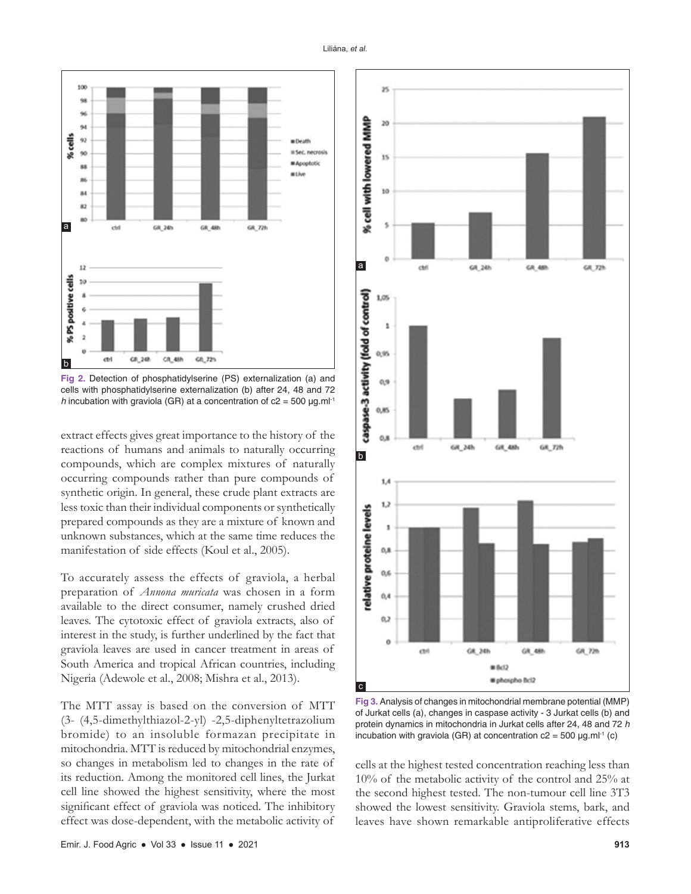Fig 2. Detection of phosphatidylserine (PS) externalization (a) and cells with phosphatidylserine externalization (b) after 24, 48 and 72 *h* incubation with graviola (GR) at a concentration of c2 = 500 μg.ml$^{-1}$

extract effects gives great importance to the history of the reactions of humans and animals to naturally occurring compounds, which are complex mixtures of naturally occurring compounds rather than pure compounds of synthetic origin. In general, these crude plant extracts are less toxic than their individual components or synthetically prepared compounds as they are a mixture of known and unknown substances, which at the same time reduces the manifestation of side effects (Koul et al., 2005).

To accurately assess the effects of graviola, a herbal preparation of *Annona muricata* was chosen in a form available to the direct consumer, namely crushed dried leaves. The cytotoxic effect of graviola extracts, also of interest in the study, is further underlined by the fact that graviola leaves are used in cancer treatment in areas of South America and tropical African countries, including Nigeria (Adewole et al., 2008; Mishra et al., 2013).

The MTT assay is based on the conversion of MTT (3- (4,5-dimethylthiazol-2-yl) -2,5-diphenyltetrazolium bromide) to an insoluble formazan precipitate in mitochondria. MTT is reduced by mitochondrial enzymes, so changes in metabolism led to changes in the rate of its reduction. Among the monitored cell lines, the Jurkat cell line showed the highest sensitivity, where the most significant effect of graviola was noticed. The inhibitory effect was dose-dependent, with the metabolic activity of cells at the highest tested concentration reaching less than 10% of the metabolic activity of the control and 25% at the second highest tested. The non-tumour cell line 3T3 showed the lowest sensitivity. Graviola stems, bark, and leaves have shown remarkable antiproliferative effects

Fig 3. Analysis of changes in mitochondrial membrane potential (MMP) of Jurkat cells (a), changes in caspase activity - 3 Jurkat cells (b) and protein dynamics in mitochondria in Jurkat cells after 24, 48 and 72 *h* incubation with graviola (GR) at concentration c2 = 500 μg.ml$^{-1}$ (c)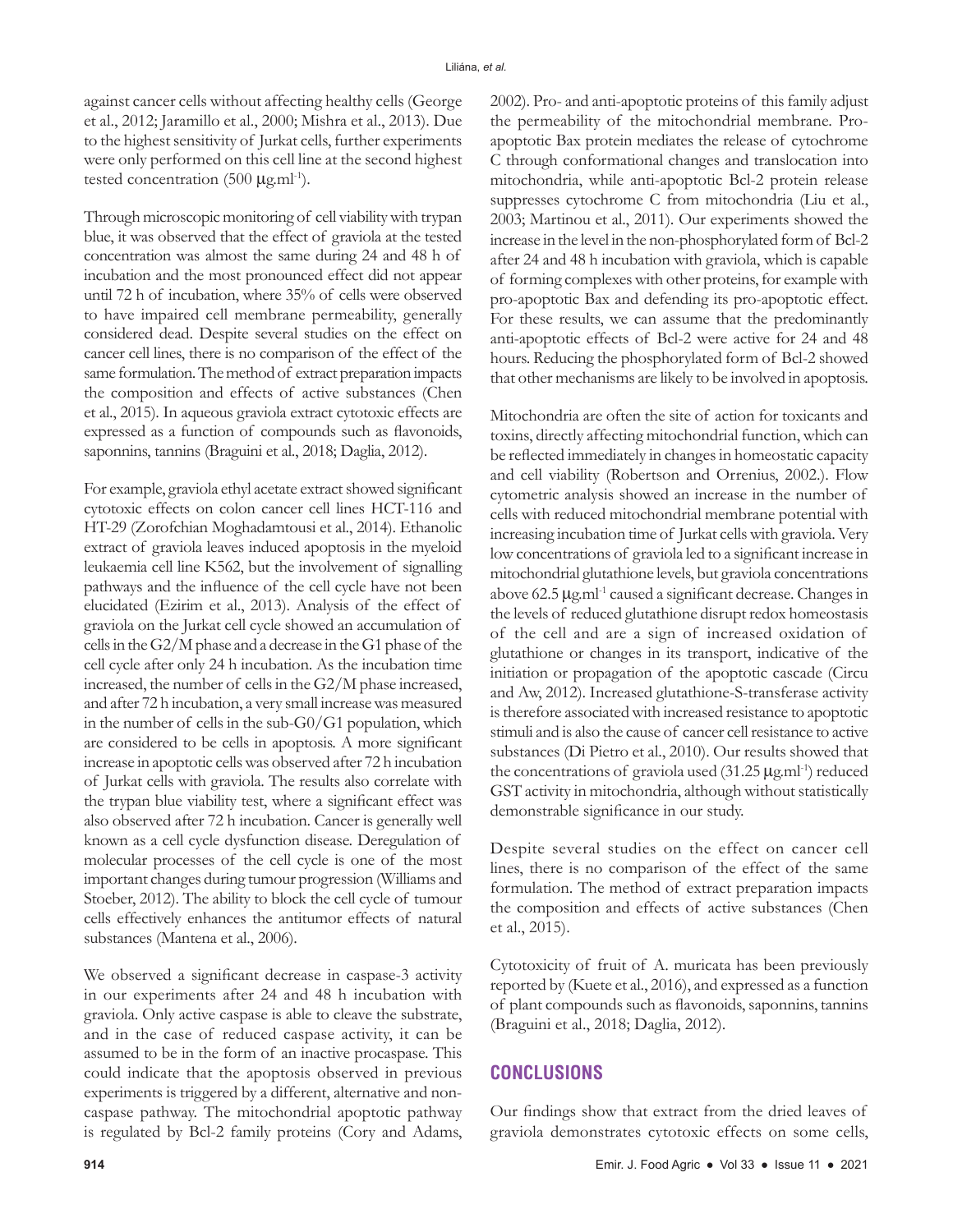against cancer cells without affecting healthy cells (George et al., 2012; Jaramillo et al., 2000; Mishra et al., 2013). Due to the highest sensitivity of Jurkat cells, further experiments were only performed on this cell line at the second highest tested concentration (500 μg.ml$^{-1}$).

Through microscopic monitoring of cell viability with trypan blue, it was observed that the effect of graviola at the tested concentration was almost the same during 24 and 48 h of incubation and the most pronounced effect did not appear until 72 h of incubation, where 35% of cells were observed to have impaired cell membrane permeability, generally considered dead. Despite several studies on the effect on cancer cell lines, there is no comparison of the effect of the same formulation. The method of extract preparation impacts the composition and effects of active substances (Chen et al., 2015). In aqueous graviola extract cytotoxic effects are expressed as a function of compounds such as flavonoids, saponnins, tannins (Braguini et al., 2018; Daglia, 2012).

For example, graviola ethyl acetate extract showed significant cytotoxic effects on colon cancer cell lines HCT-116 and HT-29 (Zorofchian Moghadamtousi et al., 2014). Ethanolic extract of graviola leaves induced apoptosis in the myeloid leukaemia cell line K562, but the involvement of signalling pathways and the influence of the cell cycle have not been elucidated (Ezirim et al., 2013). Analysis of the effect of graviola on the Jurkat cell cycle showed an accumulation of cells in the G2/M phase and a decrease in the G1 phase of the cell cycle after only 24 h incubation. As the incubation time increased, the number of cells in the G2/M phase increased, and after 72 h incubation, a very small increase was measured in the number of cells in the sub-G0/G1 population, which are considered to be cells in apoptosis. A more significant increase in apoptotic cells was observed after 72 h incubation of Jurkat cells with graviola. The results also correlate with the trypan blue viability test, where a significant effect was also observed after 72 h incubation. Cancer is generally well known as a cell cycle dysfunction disease. Deregulation of molecular processes of the cell cycle is one of the most important changes during tumour progression (Williams and Stoeber, 2012). The ability to block the cell cycle of tumour cells effectively enhances the antitumor effects of natural substances (Mantena et al., 2006).

We observed a significant decrease in caspase-3 activity in our experiments after 24 and 48 h incubation with graviola. Only active caspase is able to cleave the substrate, and in the case of reduced caspase activity, it can be assumed to be in the form of an inactive procaspase. This could indicate that the apoptosis observed in previous experiments is triggered by a different, alternative and non-caspase pathway. The mitochondrial apoptotic pathway is regulated by Bcl-2 family proteins (Cory and Adams, 2002). Pro- and anti-apoptotic proteins of this family adjust the permeability of the mitochondrial membrane. Pro-apoptotic Bax protein mediates the release of cytochrome C through conformational changes and translocation into mitochondria, while anti-apoptotic Bcl-2 protein release suppresses cytochrome C from mitochondria (Liu et al., 2003; Martinou et al., 2011). Our experiments showed the increase in the level in the non-phosphorylated form of Bcl-2 after 24 and 48 h incubation with graviola, which is capable of forming complexes with other proteins, for example with pro-apoptotic Bax and defending its pro-apoptotic effect. For these results, we can assume that the predominantly anti-apoptotic effects of Bcl-2 were active for 24 and 48 hours. Reducing the phosphorylated form of Bcl-2 showed that other mechanisms are likely to be involved in apoptosis.

Mitochondria are often the site of action for toxicants and toxins, directly affecting mitochondrial function, which can be reflected immediately in changes in homeostatic capacity and cell viability (Robertson and Orrenius, 2002.). Flow cytometric analysis showed an increase in the number of cells with reduced mitochondrial membrane potential with increasing incubation time of Jurkat cells with graviola. Very low concentrations of graviola led to a significant increase in mitochondrial glutathione levels, but graviola concentrations above 62.5 μg.ml$^{-1}$ caused a significant decrease. Changes in the levels of reduced glutathione disrupt redox homeostasis of the cell and are a sign of increased oxidation of glutathione or changes in its transport, indicative of the initiation or propagation of the apoptotic cascade (Circu and Aw, 2012). Increased glutathione-S-transferase activity is therefore associated with increased resistance to apoptotic stimuli and is also the cause of cancer cell resistance to active substances (Di Pietro et al., 2010). Our results showed that the concentrations of graviola used (31.25 μg.ml$^{-1}$) reduced GST activity in mitochondria, although without statistically demonstrable significance in our study.

Despite several studies on the effect on cancer cell lines, there is no comparison of the effect of the same formulation. The method of extract preparation impacts the composition and effects of active substances (Chen et al., 2015).

Cytotoxicity of fruit of A. muricata has been previously reported by (Kuete et al., 2016), and expressed as a function of plant compounds such as flavonoids, saponnins, tannins (Braguini et al., 2018; Daglia, 2012).

## CONCLUSIONS

Our findings show that extract from the dried leaves of graviola demonstrates cytotoxic effects on some cells,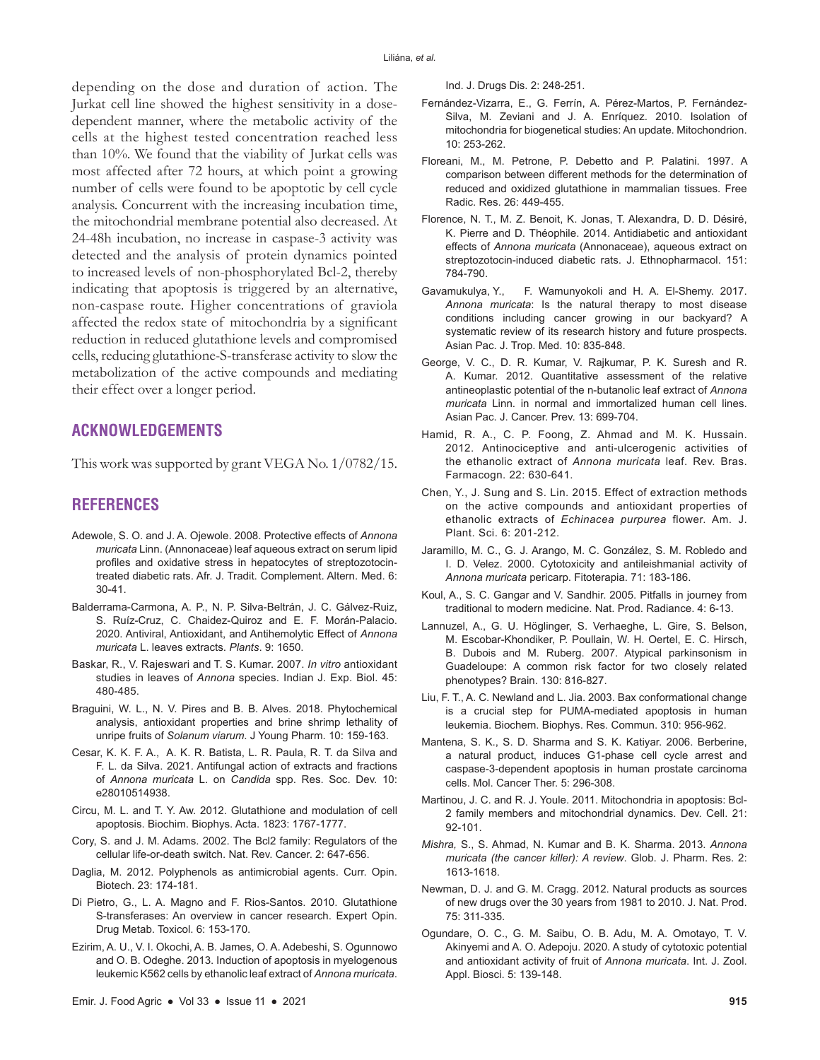depending on the dose and duration of action. The Jurkat cell line showed the highest sensitivity in a dose-dependent manner, where the metabolic activity of the cells at the highest tested concentration reached less than 10%. We found that the viability of Jurkat cells was most affected after 72 hours, at which point a growing number of cells were found to be apoptotic by cell cycle analysis. Concurrent with the increasing incubation time, the mitochondrial membrane potential also decreased. At 24-48h incubation, no increase in caspase-3 activity was detected and the analysis of protein dynamics pointed to increased levels of non-phosphorylated Bcl-2, thereby indicating that apoptosis is triggered by an alternative, non-caspase route. Higher concentrations of graviola affected the redox state of mitochondria by a significant reduction in reduced glutathione levels and compromised cells, reducing glutathione-S-transferase activity to slow the metabolization of the active compounds and mediating their effect over a longer period.

## ACKNOWLEDGEMENTS

This work was supported by grant VEGA No. 1/0782/15.

## REFERENCES

Adewole, S. O. and J. A. Ojewole. 2008. Protective effects of *Annona muricata* Linn. (Annonaceae) leaf aqueous extract on serum lipid profiles and oxidative stress in hepatocytes of streptozotocin-treated diabetic rats. Afr. J. Tradit. Complement. Altern. Med. 6: 30-41.

Balderrama-Carmona, A. P., N. P. Silva-Beltrán, J. C. Gálvez-Ruiz, S. Ruíz-Cruz, C. Chaidez-Quiroz and E. F. Morán-Palacio. 2020. Antiviral, Antioxidant, and Antihemolytic Effect of *Annona muricata* L. leaves extracts. *Plants*. 9: 1650.

Baskar, R., V. Rajeswari and T. S. Kumar. 2007. *In vitro* antioxidant studies in leaves of *Annona* species. Indian J. Exp. Biol. 45: 480-485.

Braguini, W. L., N. V. Pires and B. B. Alves. 2018. Phytochemical analysis, antioxidant properties and brine shrimp lethality of unripe fruits of *Solanum viarum*. J Young Pharm. 10: 159-163.

Cesar, K. K. F. A., A. K. R. Batista, L. R. Paula, R. T. da Silva and F. L. da Silva. 2021. Antifungal action of extracts and fractions of *Annona muricata* L. on *Candida* spp. Res. Soc. Dev. 10: e28010514938.

Circu, M. L. and T. Y. Aw. 2012. Glutathione and modulation of cell apoptosis. Biochim. Biophys. Acta. 1823: 1767-1777.

Cory, S. and J. M. Adams. 2002. The Bcl2 family: Regulators of the cellular life-or-death switch. Nat. Rev. Cancer. 2: 647-656.

Daglia, M. 2012. Polyphenols as antimicrobial agents. Curr. Opin. Biotech. 23: 174-181.

Di Pietro, G., L. A. Magno and F. Rios-Santos. 2010. Glutathione S-transferases: An overview in cancer research. Expert Opin. Drug Metab. Toxicol. 6: 153-170.

Ezirim, A. U., V. I. Okochi, A. B. James, O. A. Adebeshi, S. Ogunnowo and O. B. Odeghe. 2013. Induction of apoptosis in myelogenous leukemic K562 cells by ethanolic leaf extract of *Annona muricata*. Ind. J. Drugs Dis. 2: 248-251.

Fernández-Vizarra, E., G. Ferrín, A. Pérez-Martos, P. Fernández-Silva, M. Zeviani and J. A. Enríquez. 2010. Isolation of mitochondria for biogenetical studies: An update. Mitochondrion. 10: 253-262.

Floreani, M., M. Petrone, P. Debetto and P. Palatini. 1997. A comparison between different methods for the determination of reduced and oxidized glutathione in mammalian tissues. Free Radic. Res. 26: 449-455.

Florence, N. T., M. Z. Benoit, K. Jonas, T. Alexandra, D. D. Désiré, K. Pierre and D. Théophile. 2014. Antidiabetic and antioxidant effects of *Annona muricata* (Annonaceae), aqueous extract on streptozotocin-induced diabetic rats. J. Ethnopharmacol. 151: 784-790.

Gavamukulya, Y., F. Wamunyokoli and H. A. El-Shemy. 2017. *Annona muricata*: Is the natural therapy to most disease conditions including cancer growing in our backyard? A systematic review of its research history and future prospects. Asian Pac. J. Trop. Med. 10: 835-848.

George, V. C., D. R. Kumar, V. Rajkumar, P. K. Suresh and R. A. Kumar. 2012. Quantitative assessment of the relative antineoplastic potential of the n-butanolic leaf extract of *Annona muricata* Linn. in normal and immortalized human cell lines. Asian Pac. J. Cancer. Prev. 13: 699-704.

Hamid, R. A., C. P. Foong, Z. Ahmad and M. K. Hussain. 2012. Antinociceptive and anti-ulcerogenic activities of the ethanolic extract of *Annona muricata* leaf. Rev. Bras. Farmacogn. 22: 630-641.

Chen, Y., J. Sung and S. Lin. 2015. Effect of extraction methods on the active compounds and antioxidant properties of ethanolic extracts of *Echinacea purpurea* flower. Am. J. Plant. Sci. 6: 201-212.

Jaramillo, M. C., G. J. Arango, M. C. González, S. M. Robledo and I. D. Velez. 2000. Cytotoxicity and antileishmanial activity of *Annona muricata* pericarp. Fitoterapia. 71: 183-186.

Koul, A., S. C. Gangar and V. Sandhir. 2005. Pitfalls in journey from traditional to modern medicine. Nat. Prod. Radiance. 4: 6-13.

Lannuzel, A., G. U. Höglinger, S. Verhaeghe, L. Gire, S. Belson, M. Escobar-Khondiker, P. Poullain, W. H. Oertel, E. C. Hirsch, B. Dubois and M. Ruberg. 2007. Atypical parkinsonism in Guadeloupe: A common risk factor for two closely related phenotypes? Brain. 130: 816-827.

Liu, F. T., A. C. Newland and L. Jia. 2003. Bax conformational change is a crucial step for PUMA-mediated apoptosis in human leukemia. Biochem. Biophys. Res. Commun. 310: 956-962.

Mantena, S. K., S. D. Sharma and S. K. Katiyar. 2006. Berberine, a natural product, induces G1-phase cell cycle arrest and caspase-3-dependent apoptosis in human prostate carcinoma cells. Mol. Cancer Ther. 5: 296-308.

Martinou, J. C. and R. J. Youle. 2011. Mitochondria in apoptosis: Bcl-2 family members and mitochondrial dynamics. Dev. Cell. 21: 92-101.

*Mishra,* S., S. Ahmad, N. Kumar and B. K. Sharma. 2013. *Annona muricata (the cancer killer): A review*. Glob. J. Pharm. Res. 2: 1613-1618.

Newman, D. J. and G. M. Cragg. 2012. Natural products as sources of new drugs over the 30 years from 1981 to 2010. J. Nat. Prod. 75: 311-335.

Ogundare, O. C., G. M. Saibu, O. B. Adu, M. A. Omotayo, T. V. Akinyemi and A. O. Adepoju. 2020. A study of cytotoxic potential and antioxidant activity of fruit of *Annona muricata*. Int. J. Zool. Appl. Biosci. 5: 139-148.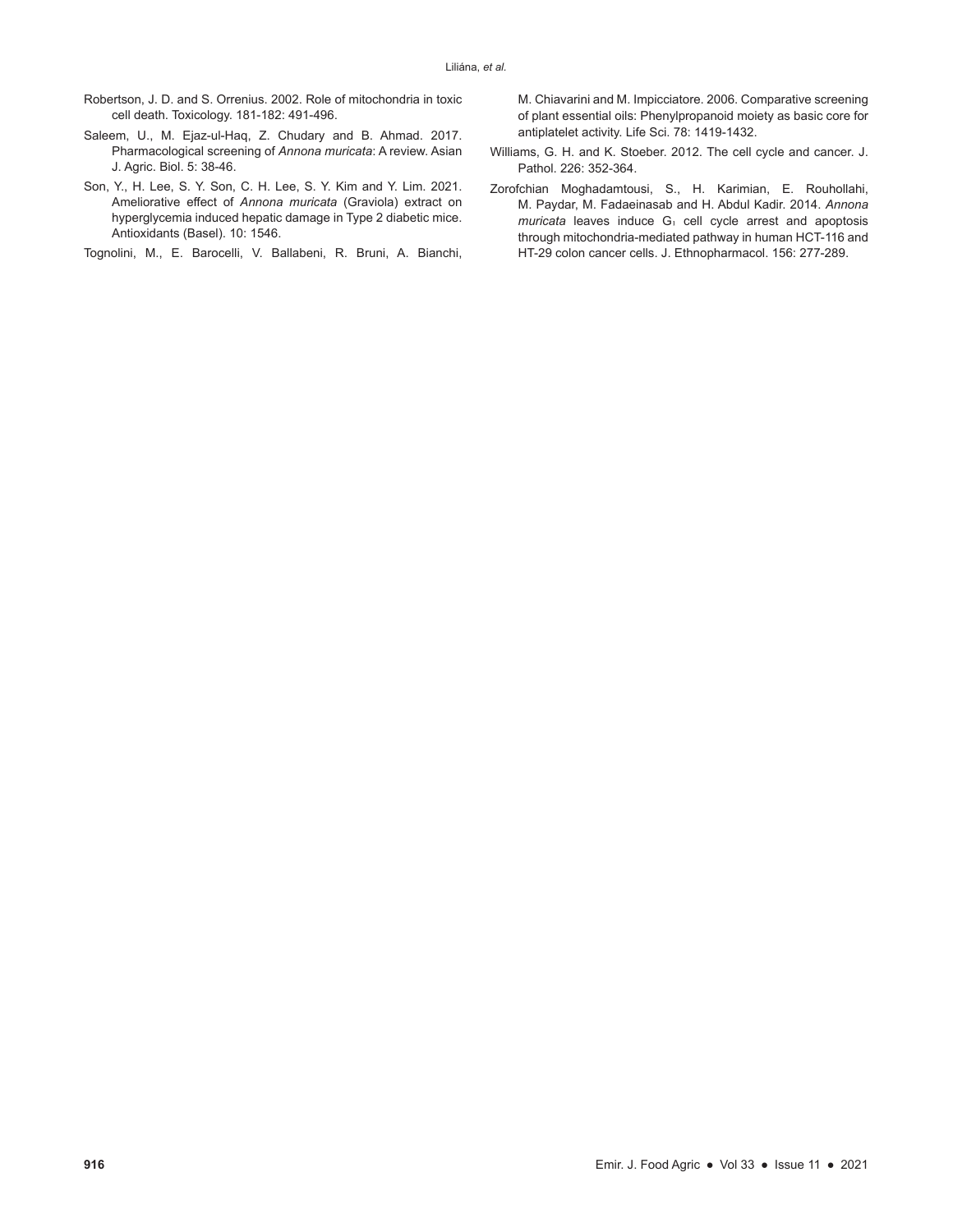Robertson, J. D. and S. Orrenius. 2002. Role of mitochondria in toxic cell death. Toxicology. 181-182: 491-496.

Saleem, U., M. Ejaz-ul-Haq, Z. Chudary and B. Ahmad. 2017. Pharmacological screening of *Annona muricata*: A review. Asian J. Agric. Biol. 5: 38-46.

Son, Y., H. Lee, S. Y. Son, C. H. Lee, S. Y. Kim and Y. Lim. 2021. Ameliorative effect of *Annona muricata* (Graviola) extract on hyperglycemia induced hepatic damage in Type 2 diabetic mice. Antioxidants (Basel). 10: 1546.

Tognolini, M., E. Barocelli, V. Ballabeni, R. Bruni, A. Bianchi, M. Chiavarini and M. Impicciatore. 2006. Comparative screening of plant essential oils: Phenylpropanoid moiety as basic core for antiplatelet activity. Life Sci. 78: 1419-1432.

Williams, G. H. and K. Stoeber. 2012. The cell cycle and cancer. J. Pathol. 226: 352-364.

Zorofchian Moghadamtousi, S., H. Karimian, E. Rouhollahi, M. Paydar, M. Fadaeinasab and H. Abdul Kadir. 2014. *Annona muricata* leaves induce $G_1$ cell cycle arrest and apoptosis through mitochondria-mediated pathway in human HCT-116 and HT-29 colon cancer cells. J. Ethnopharmacol. 156: 277-289.